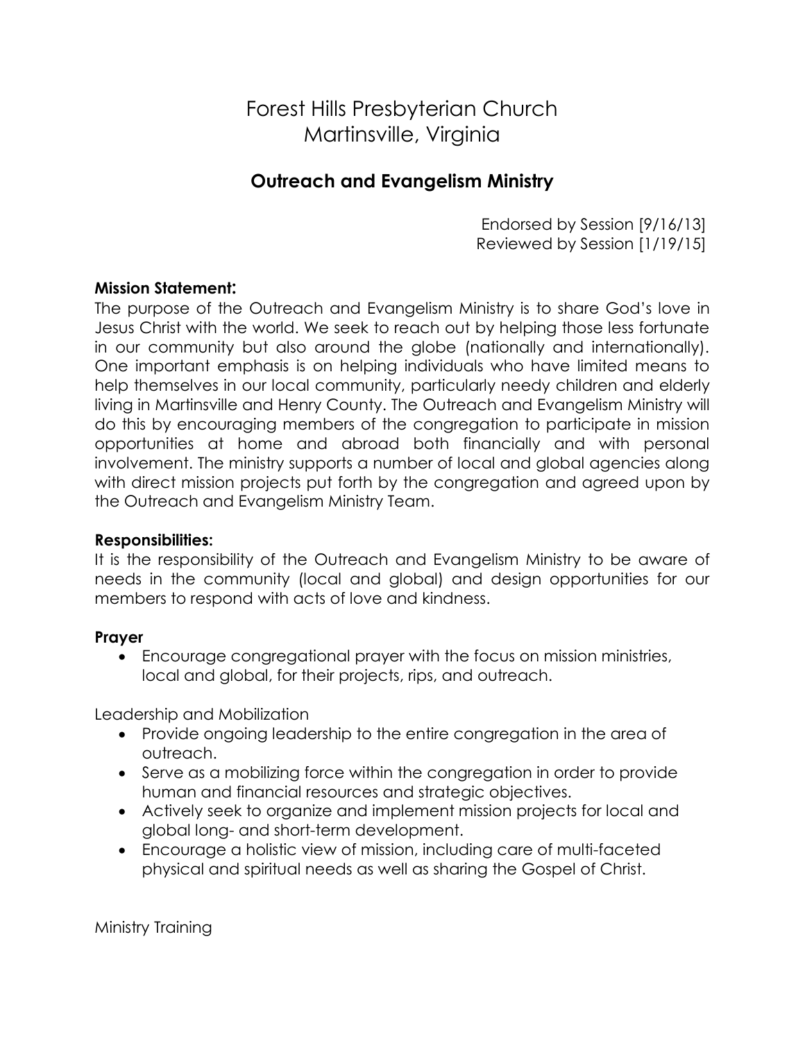# Forest Hills Presbyterian Church
# Martinsville, Virginia

## Outreach and Evangelism Ministry

Endorsed by Session [9/16/13]
Reviewed by Session [1/19/15]

**Mission Statement:**
The purpose of the Outreach and Evangelism Ministry is to share God's love in Jesus Christ with the world. We seek to reach out by helping those less fortunate in our community but also around the globe (nationally and internationally). One important emphasis is on helping individuals who have limited means to help themselves in our local community, particularly needy children and elderly living in Martinsville and Henry County. The Outreach and Evangelism Ministry will do this by encouraging members of the congregation to participate in mission opportunities at home and abroad both financially and with personal involvement. The ministry supports a number of local and global agencies along with direct mission projects put forth by the congregation and agreed upon by the Outreach and Evangelism Ministry Team.

**Responsibilities:**
It is the responsibility of the Outreach and Evangelism Ministry to be aware of needs in the community (local and global) and design opportunities for our members to respond with acts of love and kindness.

**Prayer**

- Encourage congregational prayer with the focus on mission ministries, local and global, for their projects, rips, and outreach.

Leadership and Mobilization

- Provide ongoing leadership to the entire congregation in the area of outreach.
- Serve as a mobilizing force within the congregation in order to provide human and financial resources and strategic objectives.
- Actively seek to organize and implement mission projects for local and global long- and short-term development.
- Encourage a holistic view of mission, including care of multi-faceted physical and spiritual needs as well as sharing the Gospel of Christ.

Ministry Training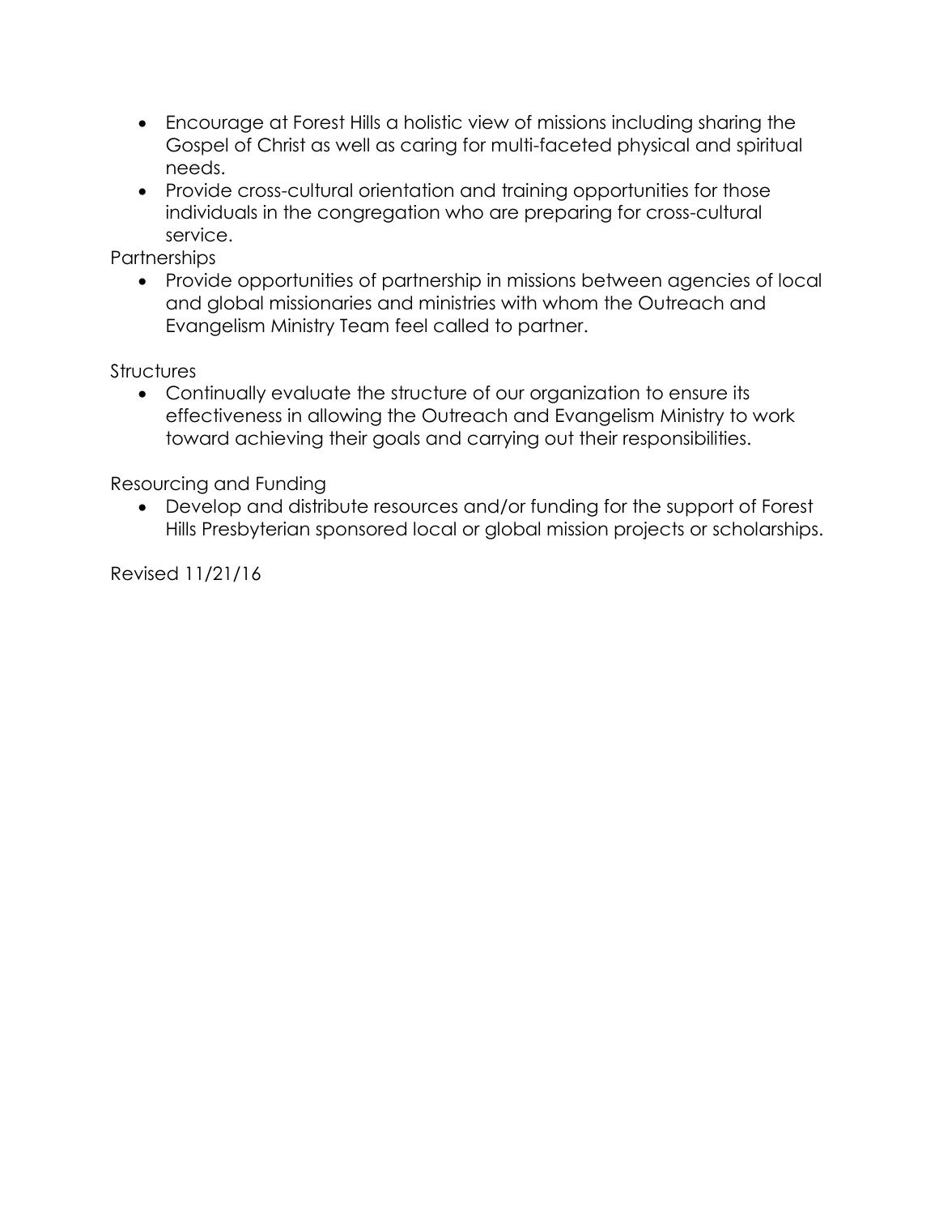- Encourage at Forest Hills a holistic view of missions including sharing the Gospel of Christ as well as caring for multi-faceted physical and spiritual needs.
- Provide cross-cultural orientation and training opportunities for those individuals in the congregation who are preparing for cross-cultural service.

Partnerships

- Provide opportunities of partnership in missions between agencies of local and global missionaries and ministries with whom the Outreach and Evangelism Ministry Team feel called to partner.

Structures

- Continually evaluate the structure of our organization to ensure its effectiveness in allowing the Outreach and Evangelism Ministry to work toward achieving their goals and carrying out their responsibilities.

Resourcing and Funding

- Develop and distribute resources and/or funding for the support of Forest Hills Presbyterian sponsored local or global mission projects or scholarships.

Revised 11/21/16